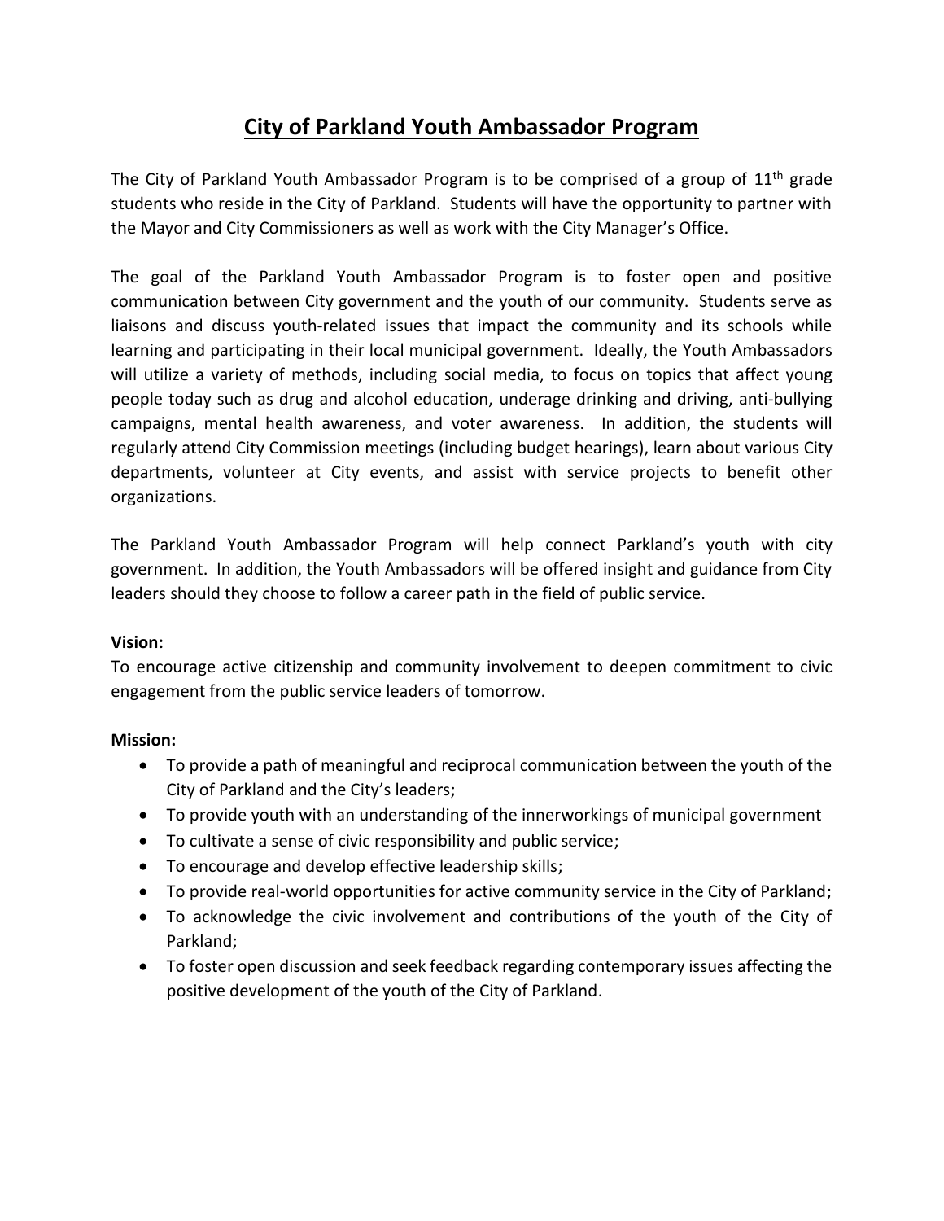# City of Parkland Youth Ambassador Program

The City of Parkland Youth Ambassador Program is to be comprised of a group of 11th grade students who reside in the City of Parkland. Students will have the opportunity to partner with the Mayor and City Commissioners as well as work with the City Manager's Office.

The goal of the Parkland Youth Ambassador Program is to foster open and positive communication between City government and the youth of our community. Students serve as liaisons and discuss youth-related issues that impact the community and its schools while learning and participating in their local municipal government. Ideally, the Youth Ambassadors will utilize a variety of methods, including social media, to focus on topics that affect young people today such as drug and alcohol education, underage drinking and driving, anti-bullying campaigns, mental health awareness, and voter awareness. In addition, the students will regularly attend City Commission meetings (including budget hearings), learn about various City departments, volunteer at City events, and assist with service projects to benefit other organizations.

The Parkland Youth Ambassador Program will help connect Parkland's youth with city government. In addition, the Youth Ambassadors will be offered insight and guidance from City leaders should they choose to follow a career path in the field of public service.

**Vision:**
To encourage active citizenship and community involvement to deepen commitment to civic engagement from the public service leaders of tomorrow.

**Mission:**

- To provide a path of meaningful and reciprocal communication between the youth of the City of Parkland and the City's leaders;
- To provide youth with an understanding of the innerworkings of municipal government
- To cultivate a sense of civic responsibility and public service;
- To encourage and develop effective leadership skills;
- To provide real-world opportunities for active community service in the City of Parkland;
- To acknowledge the civic involvement and contributions of the youth of the City of Parkland;
- To foster open discussion and seek feedback regarding contemporary issues affecting the positive development of the youth of the City of Parkland.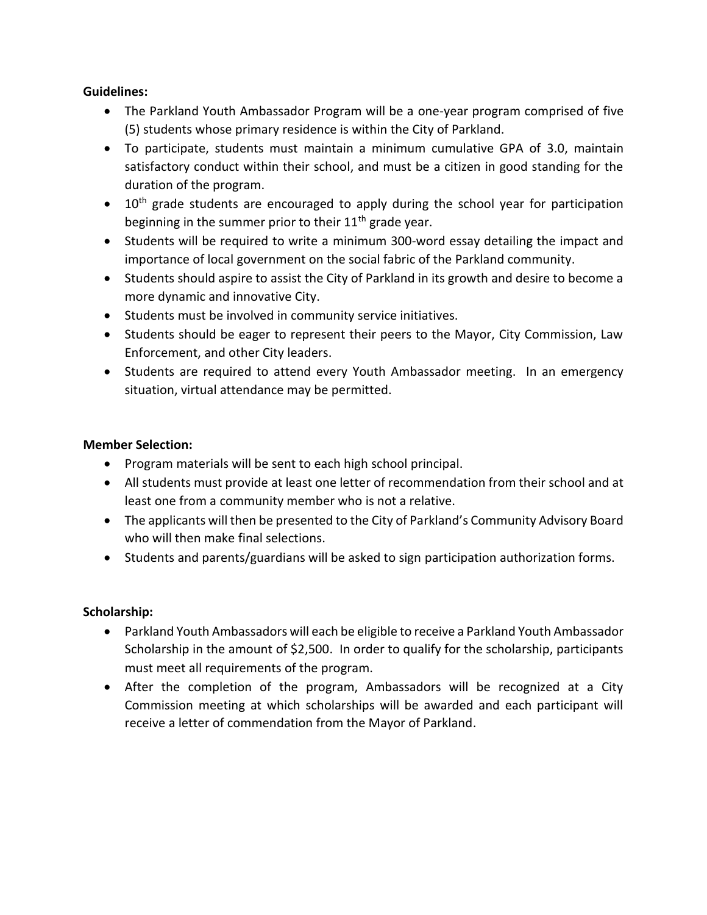**Guidelines:**

- The Parkland Youth Ambassador Program will be a one-year program comprised of five (5) students whose primary residence is within the City of Parkland.
- To participate, students must maintain a minimum cumulative GPA of 3.0, maintain satisfactory conduct within their school, and must be a citizen in good standing for the duration of the program.
- 10th grade students are encouraged to apply during the school year for participation beginning in the summer prior to their 11th grade year.
- Students will be required to write a minimum 300-word essay detailing the impact and importance of local government on the social fabric of the Parkland community.
- Students should aspire to assist the City of Parkland in its growth and desire to become a more dynamic and innovative City.
- Students must be involved in community service initiatives.
- Students should be eager to represent their peers to the Mayor, City Commission, Law Enforcement, and other City leaders.
- Students are required to attend every Youth Ambassador meeting. In an emergency situation, virtual attendance may be permitted.

**Member Selection:**

- Program materials will be sent to each high school principal.
- All students must provide at least one letter of recommendation from their school and at least one from a community member who is not a relative.
- The applicants will then be presented to the City of Parkland's Community Advisory Board who will then make final selections.
- Students and parents/guardians will be asked to sign participation authorization forms.

**Scholarship:**

- Parkland Youth Ambassadors will each be eligible to receive a Parkland Youth Ambassador Scholarship in the amount of $2,500. In order to qualify for the scholarship, participants must meet all requirements of the program.
- After the completion of the program, Ambassadors will be recognized at a City Commission meeting at which scholarships will be awarded and each participant will receive a letter of commendation from the Mayor of Parkland.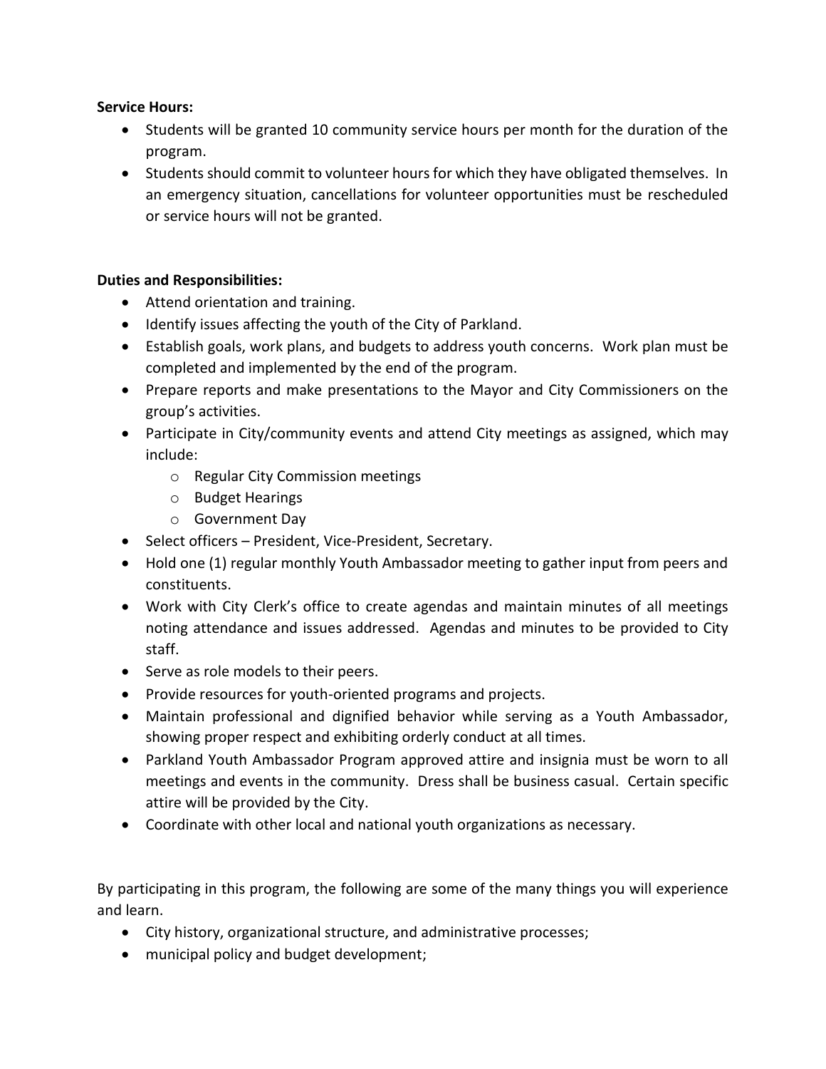**Service Hours:**

- Students will be granted 10 community service hours per month for the duration of the program.
- Students should commit to volunteer hours for which they have obligated themselves. In an emergency situation, cancellations for volunteer opportunities must be rescheduled or service hours will not be granted.

**Duties and Responsibilities:**

- Attend orientation and training.
- Identify issues affecting the youth of the City of Parkland.
- Establish goals, work plans, and budgets to address youth concerns. Work plan must be completed and implemented by the end of the program.
- Prepare reports and make presentations to the Mayor and City Commissioners on the group's activities.
- Participate in City/community events and attend City meetings as assigned, which may include:
  - Regular City Commission meetings
  - Budget Hearings
  - Government Day
- Select officers – President, Vice-President, Secretary.
- Hold one (1) regular monthly Youth Ambassador meeting to gather input from peers and constituents.
- Work with City Clerk's office to create agendas and maintain minutes of all meetings noting attendance and issues addressed. Agendas and minutes to be provided to City staff.
- Serve as role models to their peers.
- Provide resources for youth-oriented programs and projects.
- Maintain professional and dignified behavior while serving as a Youth Ambassador, showing proper respect and exhibiting orderly conduct at all times.
- Parkland Youth Ambassador Program approved attire and insignia must be worn to all meetings and events in the community. Dress shall be business casual. Certain specific attire will be provided by the City.
- Coordinate with other local and national youth organizations as necessary.

By participating in this program, the following are some of the many things you will experience and learn.

- City history, organizational structure, and administrative processes;
- municipal policy and budget development;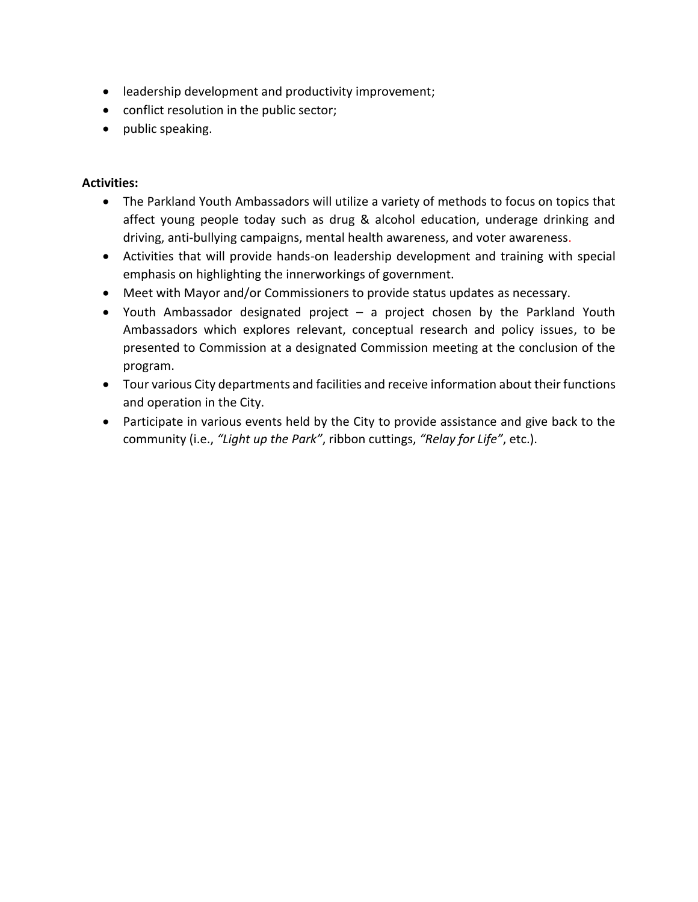- leadership development and productivity improvement;
- conflict resolution in the public sector;
- public speaking.

**Activities:**

- The Parkland Youth Ambassadors will utilize a variety of methods to focus on topics that affect young people today such as drug & alcohol education, underage drinking and driving, anti-bullying campaigns, mental health awareness, and voter awareness.
- Activities that will provide hands-on leadership development and training with special emphasis on highlighting the innerworkings of government.
- Meet with Mayor and/or Commissioners to provide status updates as necessary.
- Youth Ambassador designated project – a project chosen by the Parkland Youth Ambassadors which explores relevant, conceptual research and policy issues, to be presented to Commission at a designated Commission meeting at the conclusion of the program.
- Tour various City departments and facilities and receive information about their functions and operation in the City.
- Participate in various events held by the City to provide assistance and give back to the community (i.e., *"Light up the Park"*, ribbon cuttings, *"Relay for Life"*, etc.).